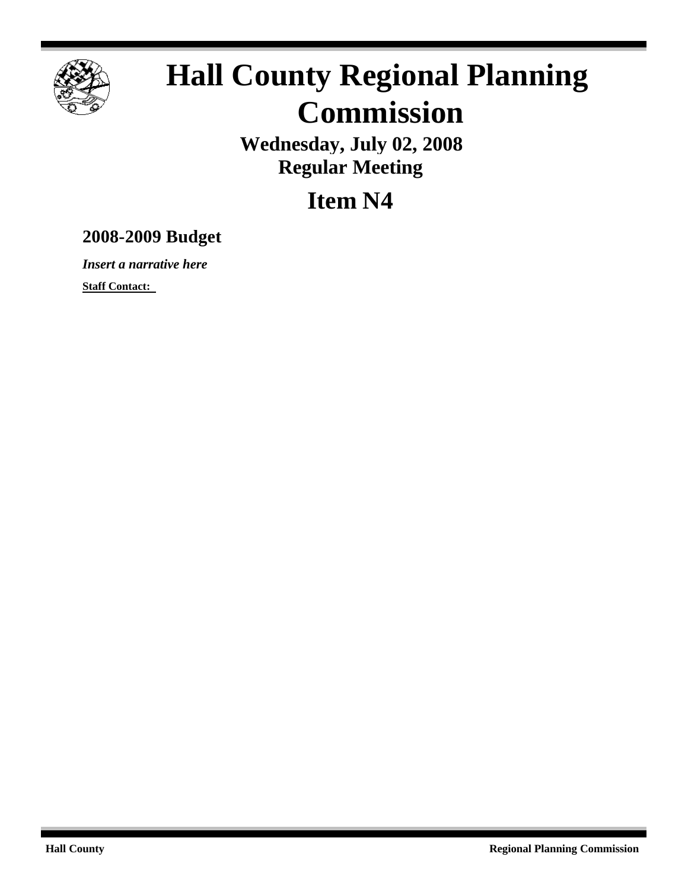# Hall County Regional Planning Commission

**Wednesday, July 02, 2008**
**Regular Meeting**

# Item N4

## 2008-2009 Budget

***Insert a narrative here***

**Staff Contact:**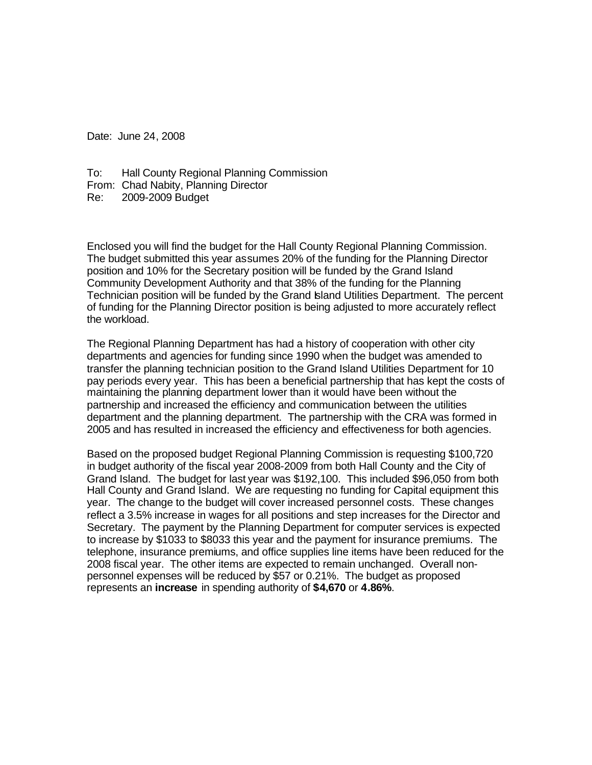Date: June 24, 2008

To: Hall County Regional Planning Commission
From: Chad Nabity, Planning Director
Re: 2009-2009 Budget

Enclosed you will find the budget for the Hall County Regional Planning Commission. The budget submitted this year assumes 20% of the funding for the Planning Director position and 10% for the Secretary position will be funded by the Grand Island Community Development Authority and that 38% of the funding for the Planning Technician position will be funded by the Grand Island Utilities Department. The percent of funding for the Planning Director position is being adjusted to more accurately reflect the workload.

The Regional Planning Department has had a history of cooperation with other city departments and agencies for funding since 1990 when the budget was amended to transfer the planning technician position to the Grand Island Utilities Department for 10 pay periods every year. This has been a beneficial partnership that has kept the costs of maintaining the planning department lower than it would have been without the partnership and increased the efficiency and communication between the utilities department and the planning department. The partnership with the CRA was formed in 2005 and has resulted in increased the efficiency and effectiveness for both agencies.

Based on the proposed budget Regional Planning Commission is requesting $100,720 in budget authority of the fiscal year 2008-2009 from both Hall County and the City of Grand Island. The budget for last year was $192,100. This included $96,050 from both Hall County and Grand Island. We are requesting no funding for Capital equipment this year. The change to the budget will cover increased personnel costs. These changes reflect a 3.5% increase in wages for all positions and step increases for the Director and Secretary. The payment by the Planning Department for computer services is expected to increase by $1033 to $8033 this year and the payment for insurance premiums. The telephone, insurance premiums, and office supplies line items have been reduced for the 2008 fiscal year. The other items are expected to remain unchanged. Overall non-personnel expenses will be reduced by $57 or 0.21%. The budget as proposed represents an **increase** in spending authority of **$4,670** or **4.86%**.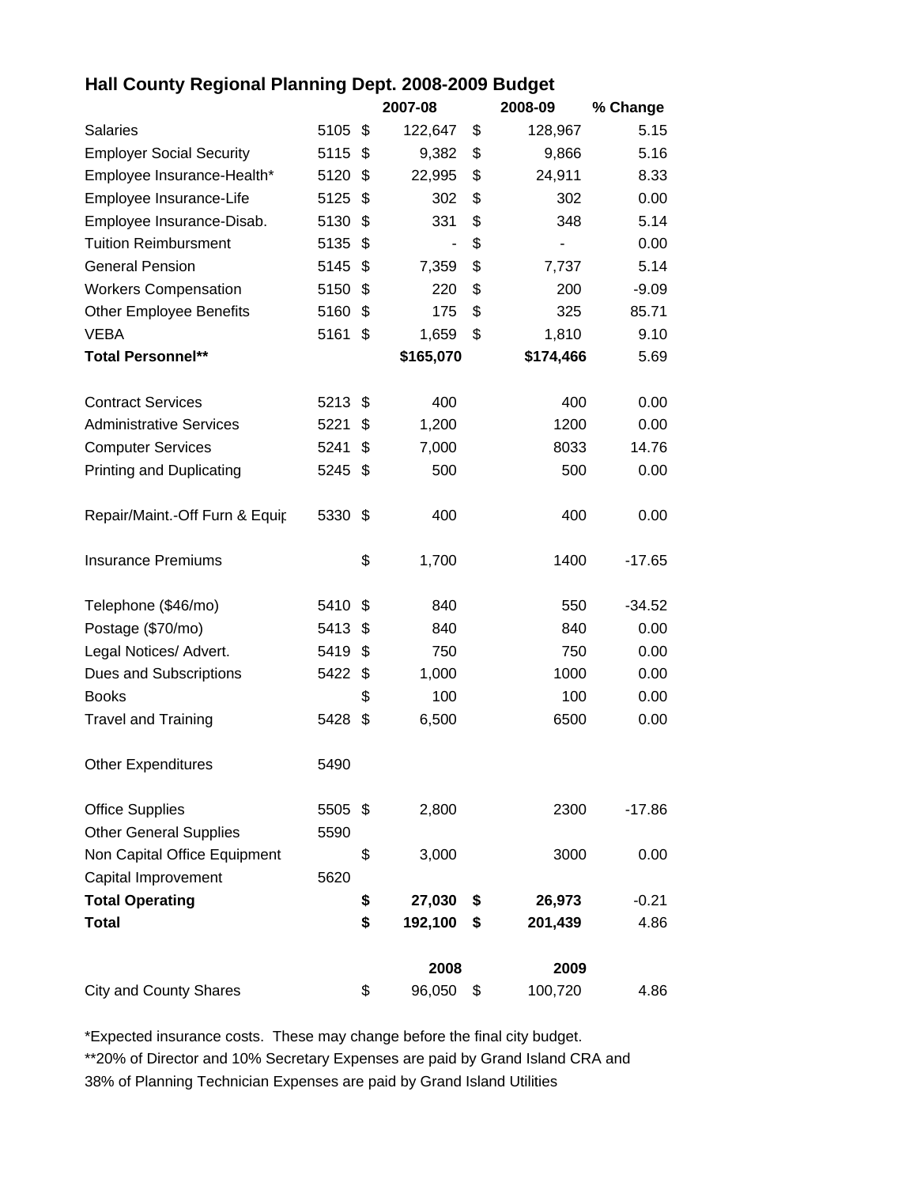## Hall County Regional Planning Dept. 2008-2009 Budget

| | | | 2007-08 | | 2008-09 | % Change |
|---|---|---|---|---|---|---|
| Salaries | 5105 | $ | 122,647 | $ | 128,967 | 5.15 |
| Employer Social Security | 5115 | $ | 9,382 | $ | 9,866 | 5.16 |
| Employee Insurance-Health* | 5120 | $ | 22,995 | $ | 24,911 | 8.33 |
| Employee Insurance-Life | 5125 | $ | 302 | $ | 302 | 0.00 |
| Employee Insurance-Disab. | 5130 | $ | 331 | $ | 348 | 5.14 |
| Tuition Reimbursment | 5135 | $ | - | $ | - | 0.00 |
| General Pension | 5145 | $ | 7,359 | $ | 7,737 | 5.14 |
| Workers Compensation | 5150 | $ | 220 | $ | 200 | -9.09 |
| Other Employee Benefits | 5160 | $ | 175 | $ | 325 | 85.71 |
| VEBA | 5161 | $ | 1,659 | $ | 1,810 | 9.10 |
| **Total Personnel**** | | | **$165,070** | | **$174,466** | 5.69 |
| | | | | | | |
| Contract Services | 5213 | $ | 400 | | 400 | 0.00 |
| Administrative Services | 5221 | $ | 1,200 | | 1200 | 0.00 |
| Computer Services | 5241 | $ | 7,000 | | 8033 | 14.76 |
| Printing and Duplicating | 5245 | $ | 500 | | 500 | 0.00 |
| | | | | | | |
| Repair/Maint.-Off Furn & Equip | 5330 | $ | 400 | | 400 | 0.00 |
| | | | | | | |
| Insurance Premiums | | $ | 1,700 | | 1400 | -17.65 |
| | | | | | | |
| Telephone ($46/mo) | 5410 | $ | 840 | | 550 | -34.52 |
| Postage ($70/mo) | 5413 | $ | 840 | | 840 | 0.00 |
| Legal Notices/ Advert. | 5419 | $ | 750 | | 750 | 0.00 |
| Dues and Subscriptions | 5422 | $ | 1,000 | | 1000 | 0.00 |
| Books | | $ | 100 | | 100 | 0.00 |
| Travel and Training | 5428 | $ | 6,500 | | 6500 | 0.00 |
| | | | | | | |
| Other Expenditures | 5490 | | | | | |
| | | | | | | |
| Office Supplies | 5505 | $ | 2,800 | | 2300 | -17.86 |
| Other General Supplies | 5590 | | | | | |
| Non Capital Office Equipment | | $ | 3,000 | | 3000 | 0.00 |
| Capital Improvement | 5620 | | | | | |
| **Total Operating** | | **$** | **27,030** | **$** | **26,973** | -0.21 |
| **Total** | | **$** | **192,100** | **$** | **201,439** | 4.86 |
| | | | | | | |
| | | | **2008** | | **2009** | |
| City and County Shares | | $ | 96,050 | $ | 100,720 | 4.86 |

*Expected insurance costs. These may change before the final city budget.

**20% of Director and 10% Secretary Expenses are paid by Grand Island CRA and 38% of Planning Technician Expenses are paid by Grand Island Utilities